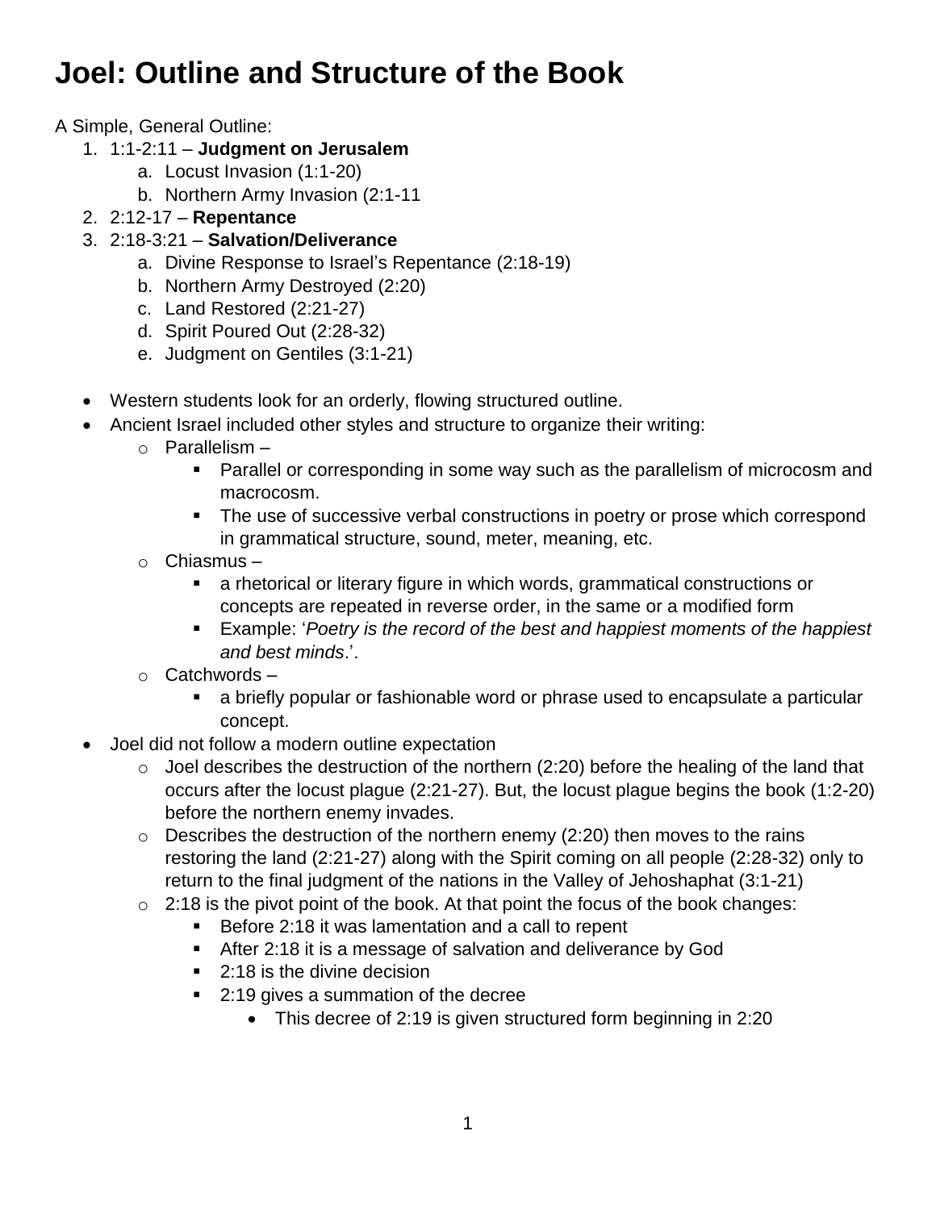# Joel: Outline and Structure of the Book

A Simple, General Outline:

1. 1:1-2:11 – **Judgment on Jerusalem**
    a. Locust Invasion (1:1-20)
    b. Northern Army Invasion (2:1-11
2. 2:12-17 – **Repentance**
3. 2:18-3:21 – **Salvation/Deliverance**
    a. Divine Response to Israel's Repentance (2:18-19)
    b. Northern Army Destroyed (2:20)
    c. Land Restored (2:21-27)
    d. Spirit Poured Out (2:28-32)
    e. Judgment on Gentiles (3:1-21)

- Western students look for an orderly, flowing structured outline.
- Ancient Israel included other styles and structure to organize their writing:
    - Parallelism –
        - Parallel or corresponding in some way such as the parallelism of microcosm and macrocosm.
        - The use of successive verbal constructions in poetry or prose which correspond in grammatical structure, sound, meter, meaning, etc.
    - Chiasmus –
        - a rhetorical or literary figure in which words, grammatical constructions or concepts are repeated in reverse order, in the same or a modified form
        - Example: '*Poetry is the record of the best and happiest moments of the happiest and best minds*.'.
    - Catchwords –
        - a briefly popular or fashionable word or phrase used to encapsulate a particular concept.
- Joel did not follow a modern outline expectation
    - Joel describes the destruction of the northern (2:20) before the healing of the land that occurs after the locust plague (2:21-27). But, the locust plague begins the book (1:2-20) before the northern enemy invades.
    - Describes the destruction of the northern enemy (2:20) then moves to the rains restoring the land (2:21-27) along with the Spirit coming on all people (2:28-32) only to return to the final judgment of the nations in the Valley of Jehoshaphat (3:1-21)
    - 2:18 is the pivot point of the book. At that point the focus of the book changes:
        - Before 2:18 it was lamentation and a call to repent
        - After 2:18 it is a message of salvation and deliverance by God
        - 2:18 is the divine decision
        - 2:19 gives a summation of the decree
            - This decree of 2:19 is given structured form beginning in 2:20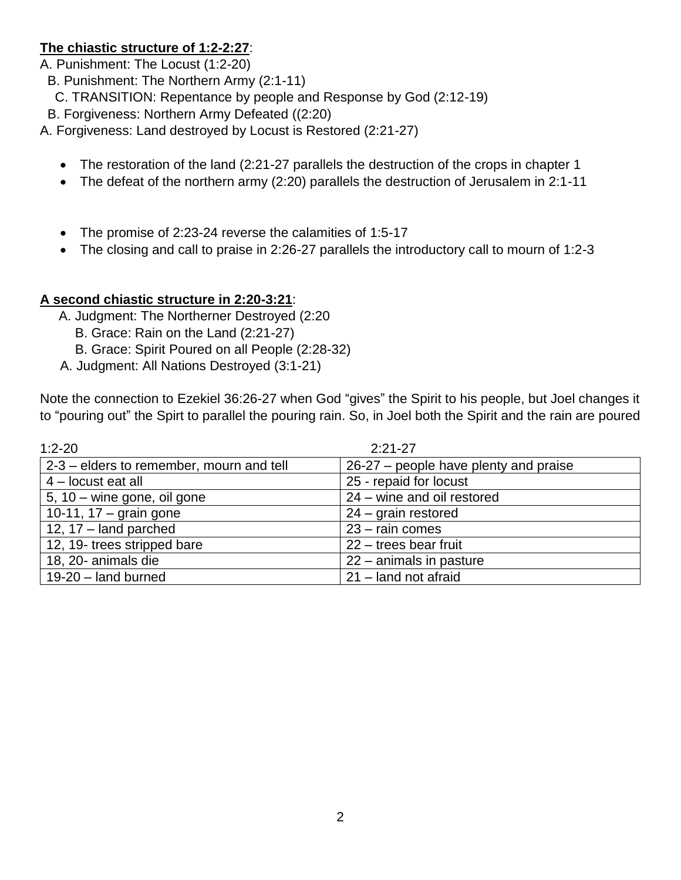**The chiastic structure of 1:2-2:27**:

A. Punishment: The Locust (1:2-20)
  B. Punishment: The Northern Army (2:1-11)
    C. TRANSITION: Repentance by people and Response by God (2:12-19)
  B. Forgiveness: Northern Army Defeated ((2:20)
A. Forgiveness: Land destroyed by Locust is Restored (2:21-27)

- The restoration of the land (2:21-27 parallels the destruction of the crops in chapter 1
- The defeat of the northern army (2:20) parallels the destruction of Jerusalem in 2:1-11

- The promise of 2:23-24 reverse the calamities of 1:5-17
- The closing and call to praise in 2:26-27 parallels the introductory call to mourn of 1:2-3

**A second chiastic structure in 2:20-3:21**:

A. Judgment: The Northerner Destroyed (2:20
  B. Grace: Rain on the Land (2:21-27)
  B. Grace: Spirit Poured on all People (2:28-32)
A. Judgment: All Nations Destroyed (3:1-21)

Note the connection to Ezekiel 36:26-27 when God "gives" the Spirit to his people, but Joel changes it to "pouring out" the Spirt to parallel the pouring rain. So, in Joel both the Spirit and the rain are poured

| 1:2-20 | 2:21-27 |
|---|---|
| 2-3 – elders to remember, mourn and tell | 26-27 – people have plenty and praise |
| 4 – locust eat all | 25 - repaid for locust |
| 5, 10 – wine gone, oil gone | 24 – wine and oil restored |
| 10-11, 17 – grain gone | 24 – grain restored |
| 12, 17 – land parched | 23 – rain comes |
| 12, 19- trees stripped bare | 22 – trees bear fruit |
| 18, 20- animals die | 22 – animals in pasture |
| 19-20 – land burned | 21 – land not afraid |